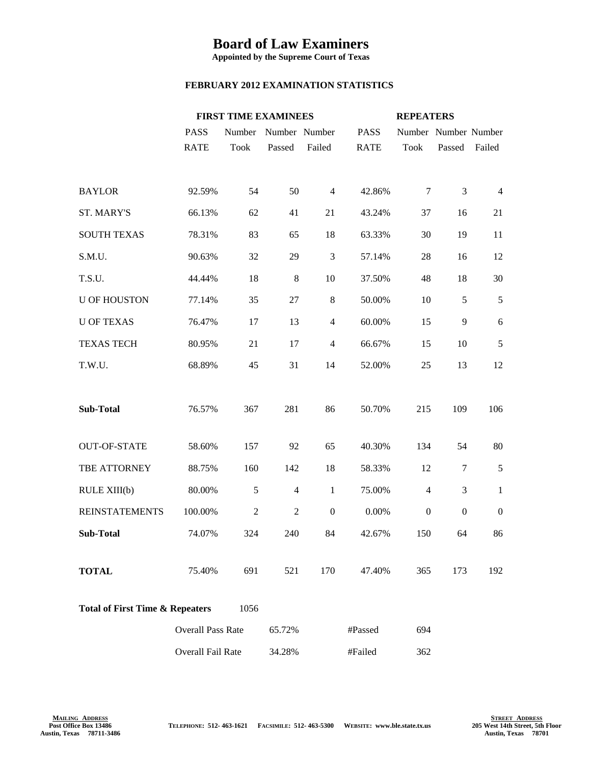# Board of Law Examiners

**Appointed by the Supreme Court of Texas**

**FEBRUARY 2012 EXAMINATION STATISTICS**

| | FIRST TIME EXAMINEES | | | | REPEATERS | | | |
|---|---|---|---|---|---|---|---|---|
| | PASS RATE | Number Took | Number Passed | Number Failed | PASS RATE | Number Took | Number Passed | Number Failed |
| BAYLOR | 92.59% | 54 | 50 | 4 | 42.86% | 7 | 3 | 4 |
| ST. MARY'S | 66.13% | 62 | 41 | 21 | 43.24% | 37 | 16 | 21 |
| SOUTH TEXAS | 78.31% | 83 | 65 | 18 | 63.33% | 30 | 19 | 11 |
| S.M.U. | 90.63% | 32 | 29 | 3 | 57.14% | 28 | 16 | 12 |
| T.S.U. | 44.44% | 18 | 8 | 10 | 37.50% | 48 | 18 | 30 |
| U OF HOUSTON | 77.14% | 35 | 27 | 8 | 50.00% | 10 | 5 | 5 |
| U OF TEXAS | 76.47% | 17 | 13 | 4 | 60.00% | 15 | 9 | 6 |
| TEXAS TECH | 80.95% | 21 | 17 | 4 | 66.67% | 15 | 10 | 5 |
| T.W.U. | 68.89% | 45 | 31 | 14 | 52.00% | 25 | 13 | 12 |
| **Sub-Total** | 76.57% | 367 | 281 | 86 | 50.70% | 215 | 109 | 106 |
| OUT-OF-STATE | 58.60% | 157 | 92 | 65 | 40.30% | 134 | 54 | 80 |
| TBE ATTORNEY | 88.75% | 160 | 142 | 18 | 58.33% | 12 | 7 | 5 |
| RULE XIII(b) | 80.00% | 5 | 4 | 1 | 75.00% | 4 | 3 | 1 |
| REINSTATEMENTS | 100.00% | 2 | 2 | 0 | 0.00% | 0 | 0 | 0 |
| **Sub-Total** | 74.07% | 324 | 240 | 84 | 42.67% | 150 | 64 | 86 |
| **TOTAL** | 75.40% | 691 | 521 | 170 | 47.40% | 365 | 173 | 192 |

**Total of First Time & Repeaters** 1056

| | | | |
|---|---|---|---|
| Overall Pass Rate | 65.72% | #Passed | 694 |
| Overall Fail Rate | 34.28% | #Failed | 362 |

**MAILING ADDRESS**
Post Office Box 13486
Austin, Texas 78711-3486

TELEPHONE: 512- 463-1621 FACSIMILE: 512- 463-5300 WEBSITE: www.ble.state.tx.us

**STREET ADDRESS**
205 West 14th Street, 5th Floor
Austin, Texas 78701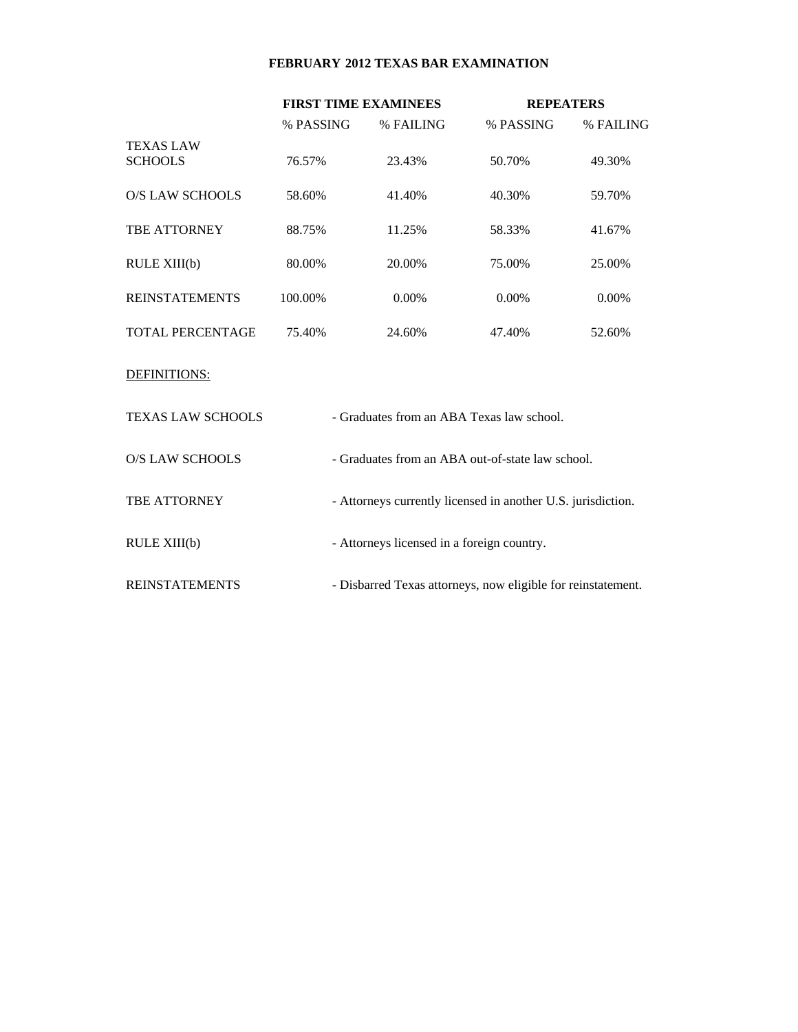# FEBRUARY 2012 TEXAS BAR EXAMINATION

| | FIRST TIME EXAMINEES | | REPEATERS | |
|---|---|---|---|---|
| | % PASSING | % FAILING | % PASSING | % FAILING |
| TEXAS LAW SCHOOLS | 76.57% | 23.43% | 50.70% | 49.30% |
| O/S LAW SCHOOLS | 58.60% | 41.40% | 40.30% | 59.70% |
| TBE ATTORNEY | 88.75% | 11.25% | 58.33% | 41.67% |
| RULE XIII(b) | 80.00% | 20.00% | 75.00% | 25.00% |
| REINSTATEMENTS | 100.00% | 0.00% | 0.00% | 0.00% |
| TOTAL PERCENTAGE | 75.40% | 24.60% | 47.40% | 52.60% |

DEFINITIONS:

TEXAS LAW SCHOOLS - Graduates from an ABA Texas law school.

O/S LAW SCHOOLS - Graduates from an ABA out-of-state law school.

TBE ATTORNEY - Attorneys currently licensed in another U.S. jurisdiction.

RULE XIII(b) - Attorneys licensed in a foreign country.

REINSTATEMENTS - Disbarred Texas attorneys, now eligible for reinstatement.